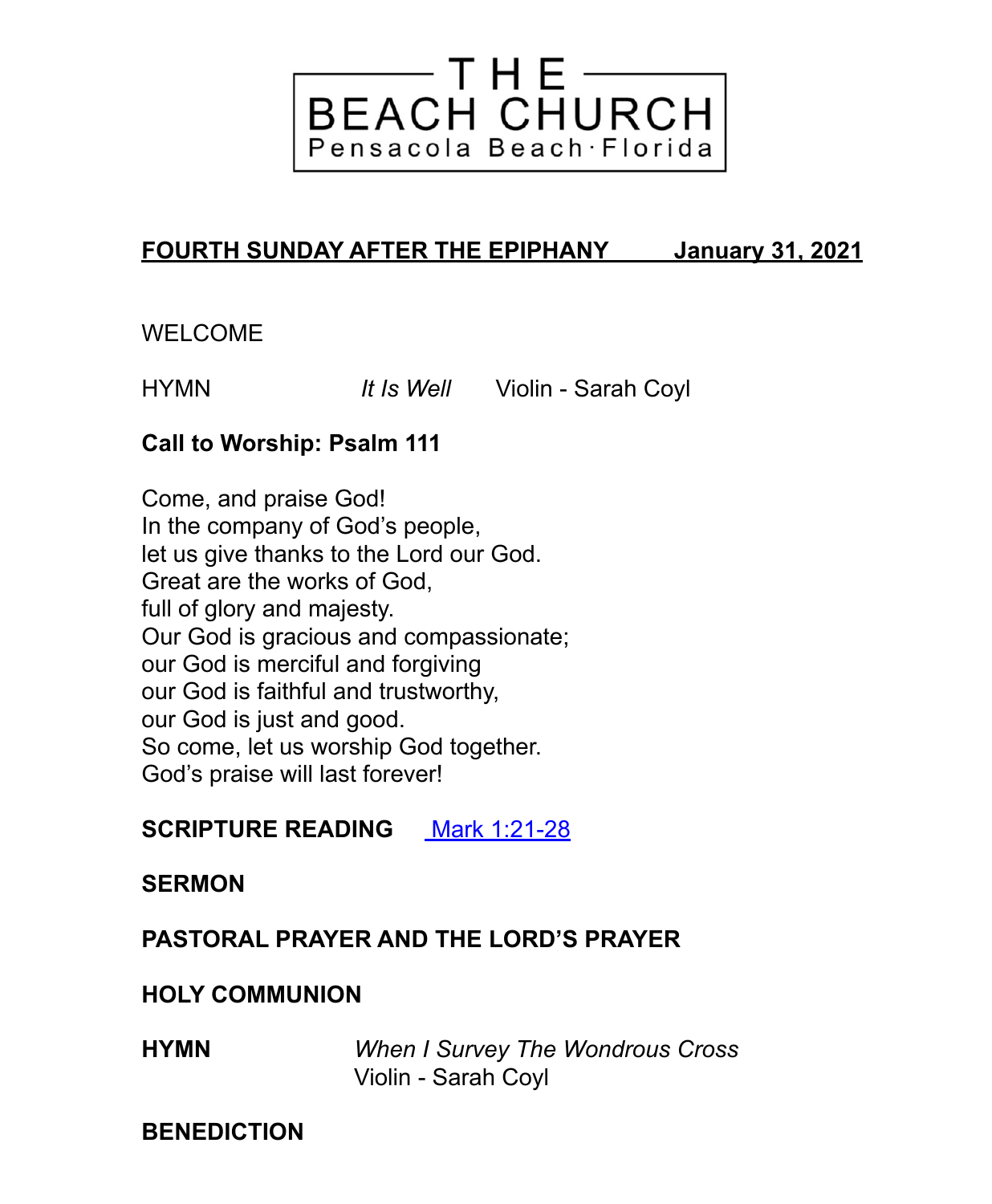# THE BEACH CHURCH

Pensacola Beach·Florida

**FOURTH SUNDAY AFTER THE EPIPHANY January 31, 2021**

WELCOME

HYMN *It Is Well* Violin - Sarah Coyl

**Call to Worship: Psalm 111**

Come, and praise God!
In the company of God's people,
let us give thanks to the Lord our God.
Great are the works of God,
full of glory and majesty.
Our God is gracious and compassionate;
our God is merciful and forgiving
our God is faithful and trustworthy,
our God is just and good.
So come, let us worship God together.
God's praise will last forever!

**SCRIPTURE READING** Mark 1:21-28

**SERMON**

**PASTORAL PRAYER AND THE LORD'S PRAYER**

**HOLY COMMUNION**

**HYMN** *When I Survey The Wondrous Cross*
Violin - Sarah Coyl

**BENEDICTION**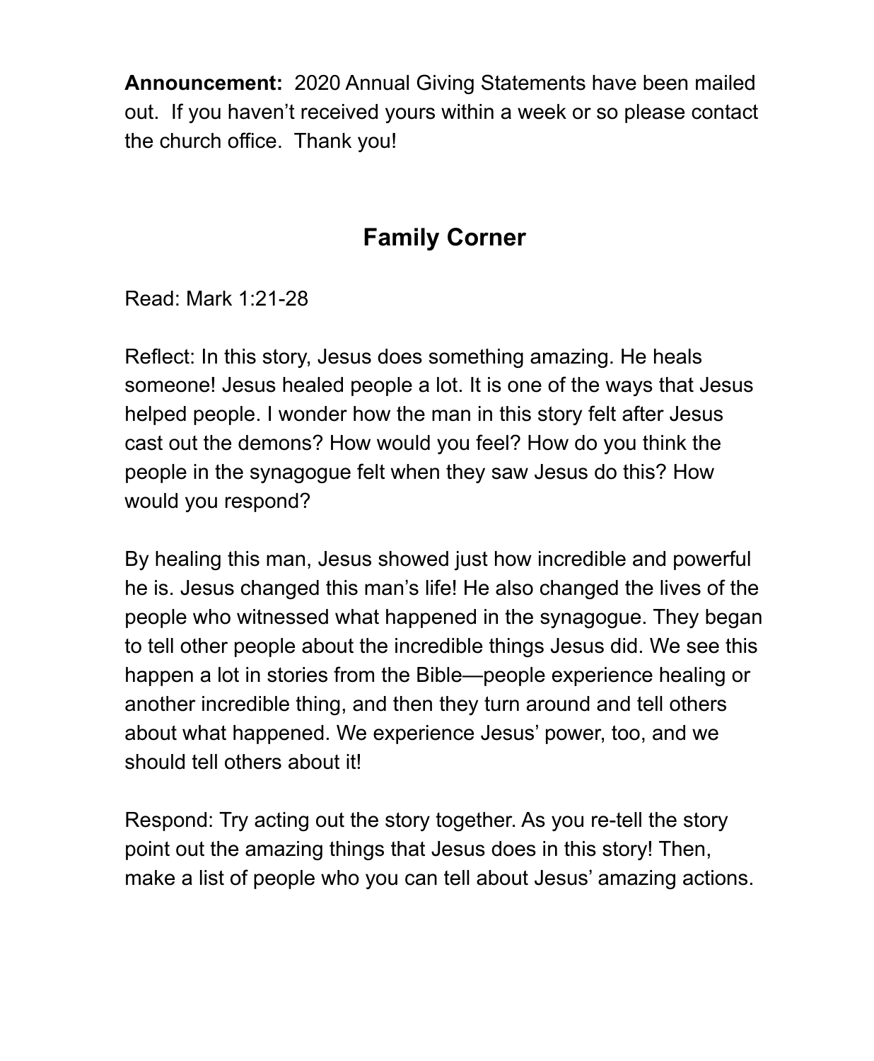**Announcement:** 2020 Annual Giving Statements have been mailed out. If you haven't received yours within a week or so please contact the church office. Thank you!

## Family Corner

Read: Mark 1:21-28

Reflect: In this story, Jesus does something amazing. He heals someone! Jesus healed people a lot. It is one of the ways that Jesus helped people. I wonder how the man in this story felt after Jesus cast out the demons? How would you feel? How do you think the people in the synagogue felt when they saw Jesus do this? How would you respond?

By healing this man, Jesus showed just how incredible and powerful he is. Jesus changed this man's life! He also changed the lives of the people who witnessed what happened in the synagogue. They began to tell other people about the incredible things Jesus did. We see this happen a lot in stories from the Bible—people experience healing or another incredible thing, and then they turn around and tell others about what happened. We experience Jesus' power, too, and we should tell others about it!

Respond: Try acting out the story together. As you re-tell the story point out the amazing things that Jesus does in this story! Then, make a list of people who you can tell about Jesus' amazing actions.